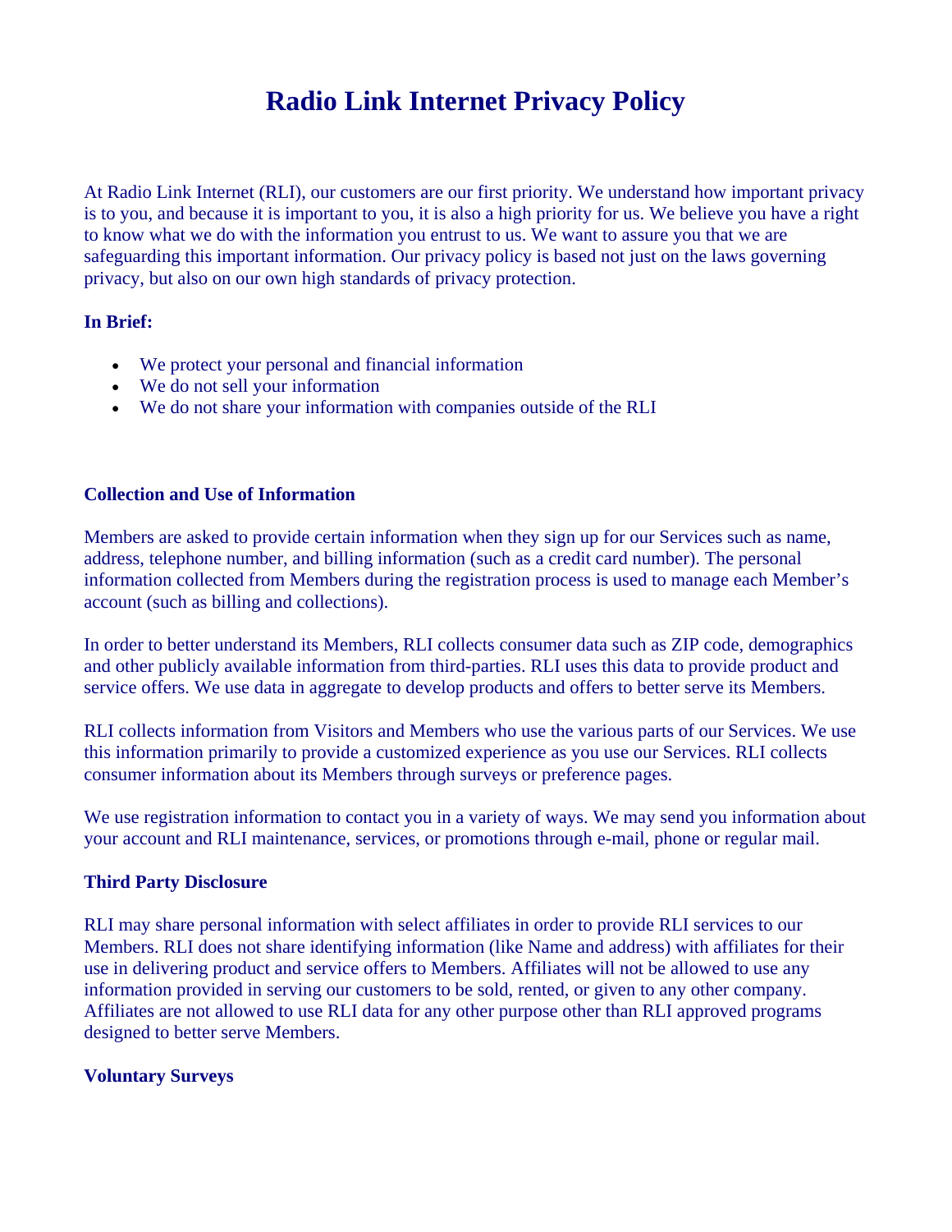# Radio Link Internet Privacy Policy

At Radio Link Internet (RLI), our customers are our first priority. We understand how important privacy is to you, and because it is important to you, it is also a high priority for us. We believe you have a right to know what we do with the information you entrust to us. We want to assure you that we are safeguarding this important information. Our privacy policy is based not just on the laws governing privacy, but also on our own high standards of privacy protection.

**In Brief:**

- We protect your personal and financial information
- We do not sell your information
- We do not share your information with companies outside of the RLI

**Collection and Use of Information**

Members are asked to provide certain information when they sign up for our Services such as name, address, telephone number, and billing information (such as a credit card number). The personal information collected from Members during the registration process is used to manage each Member's account (such as billing and collections).

In order to better understand its Members, RLI collects consumer data such as ZIP code, demographics and other publicly available information from third-parties. RLI uses this data to provide product and service offers. We use data in aggregate to develop products and offers to better serve its Members.

RLI collects information from Visitors and Members who use the various parts of our Services. We use this information primarily to provide a customized experience as you use our Services. RLI collects consumer information about its Members through surveys or preference pages.

We use registration information to contact you in a variety of ways. We may send you information about your account and RLI maintenance, services, or promotions through e-mail, phone or regular mail.

**Third Party Disclosure**

RLI may share personal information with select affiliates in order to provide RLI services to our Members. RLI does not share identifying information (like Name and address) with affiliates for their use in delivering product and service offers to Members. Affiliates will not be allowed to use any information provided in serving our customers to be sold, rented, or given to any other company. Affiliates are not allowed to use RLI data for any other purpose other than RLI approved programs designed to better serve Members.

**Voluntary Surveys**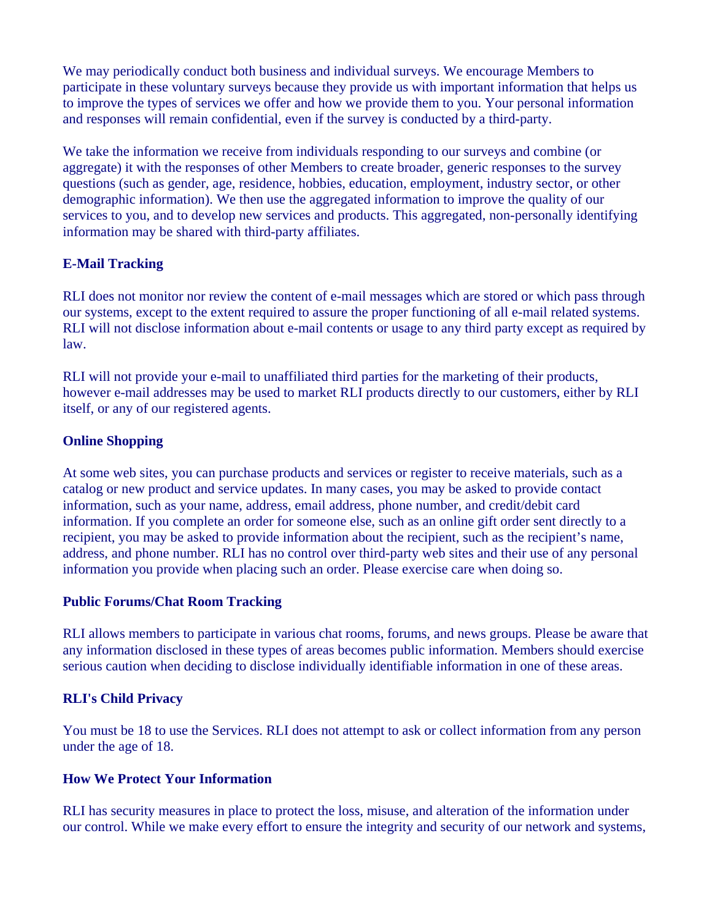We may periodically conduct both business and individual surveys. We encourage Members to participate in these voluntary surveys because they provide us with important information that helps us to improve the types of services we offer and how we provide them to you. Your personal information and responses will remain confidential, even if the survey is conducted by a third-party.

We take the information we receive from individuals responding to our surveys and combine (or aggregate) it with the responses of other Members to create broader, generic responses to the survey questions (such as gender, age, residence, hobbies, education, employment, industry sector, or other demographic information). We then use the aggregated information to improve the quality of our services to you, and to develop new services and products. This aggregated, non-personally identifying information may be shared with third-party affiliates.

**E-Mail Tracking**

RLI does not monitor nor review the content of e-mail messages which are stored or which pass through our systems, except to the extent required to assure the proper functioning of all e-mail related systems. RLI will not disclose information about e-mail contents or usage to any third party except as required by law.

RLI will not provide your e-mail to unaffiliated third parties for the marketing of their products, however e-mail addresses may be used to market RLI products directly to our customers, either by RLI itself, or any of our registered agents.

**Online Shopping**

At some web sites, you can purchase products and services or register to receive materials, such as a catalog or new product and service updates. In many cases, you may be asked to provide contact information, such as your name, address, email address, phone number, and credit/debit card information. If you complete an order for someone else, such as an online gift order sent directly to a recipient, you may be asked to provide information about the recipient, such as the recipient's name, address, and phone number. RLI has no control over third-party web sites and their use of any personal information you provide when placing such an order. Please exercise care when doing so.

**Public Forums/Chat Room Tracking**

RLI allows members to participate in various chat rooms, forums, and news groups. Please be aware that any information disclosed in these types of areas becomes public information. Members should exercise serious caution when deciding to disclose individually identifiable information in one of these areas.

**RLI's Child Privacy**

You must be 18 to use the Services. RLI does not attempt to ask or collect information from any person under the age of 18.

**How We Protect Your Information**

RLI has security measures in place to protect the loss, misuse, and alteration of the information under our control. While we make every effort to ensure the integrity and security of our network and systems,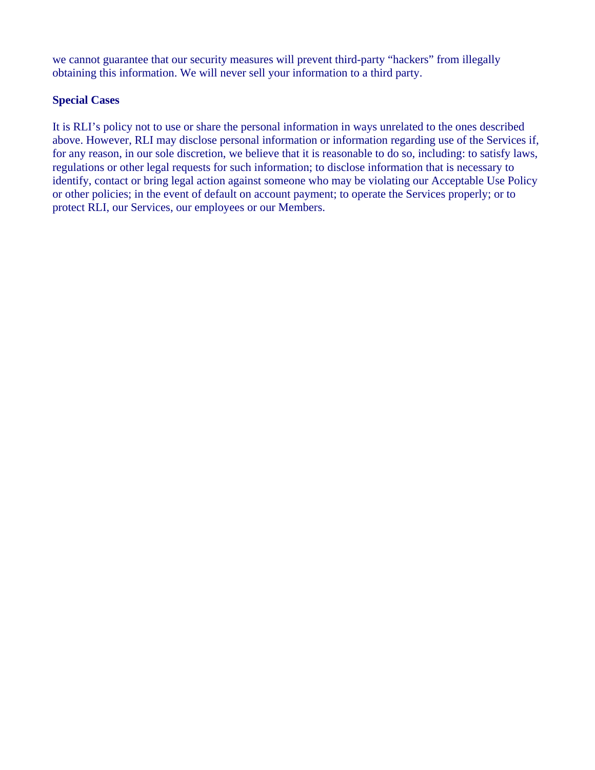we cannot guarantee that our security measures will prevent third-party "hackers" from illegally obtaining this information. We will never sell your information to a third party.

**Special Cases**

It is RLI's policy not to use or share the personal information in ways unrelated to the ones described above. However, RLI may disclose personal information or information regarding use of the Services if, for any reason, in our sole discretion, we believe that it is reasonable to do so, including: to satisfy laws, regulations or other legal requests for such information; to disclose information that is necessary to identify, contact or bring legal action against someone who may be violating our Acceptable Use Policy or other policies; in the event of default on account payment; to operate the Services properly; or to protect RLI, our Services, our employees or our Members.